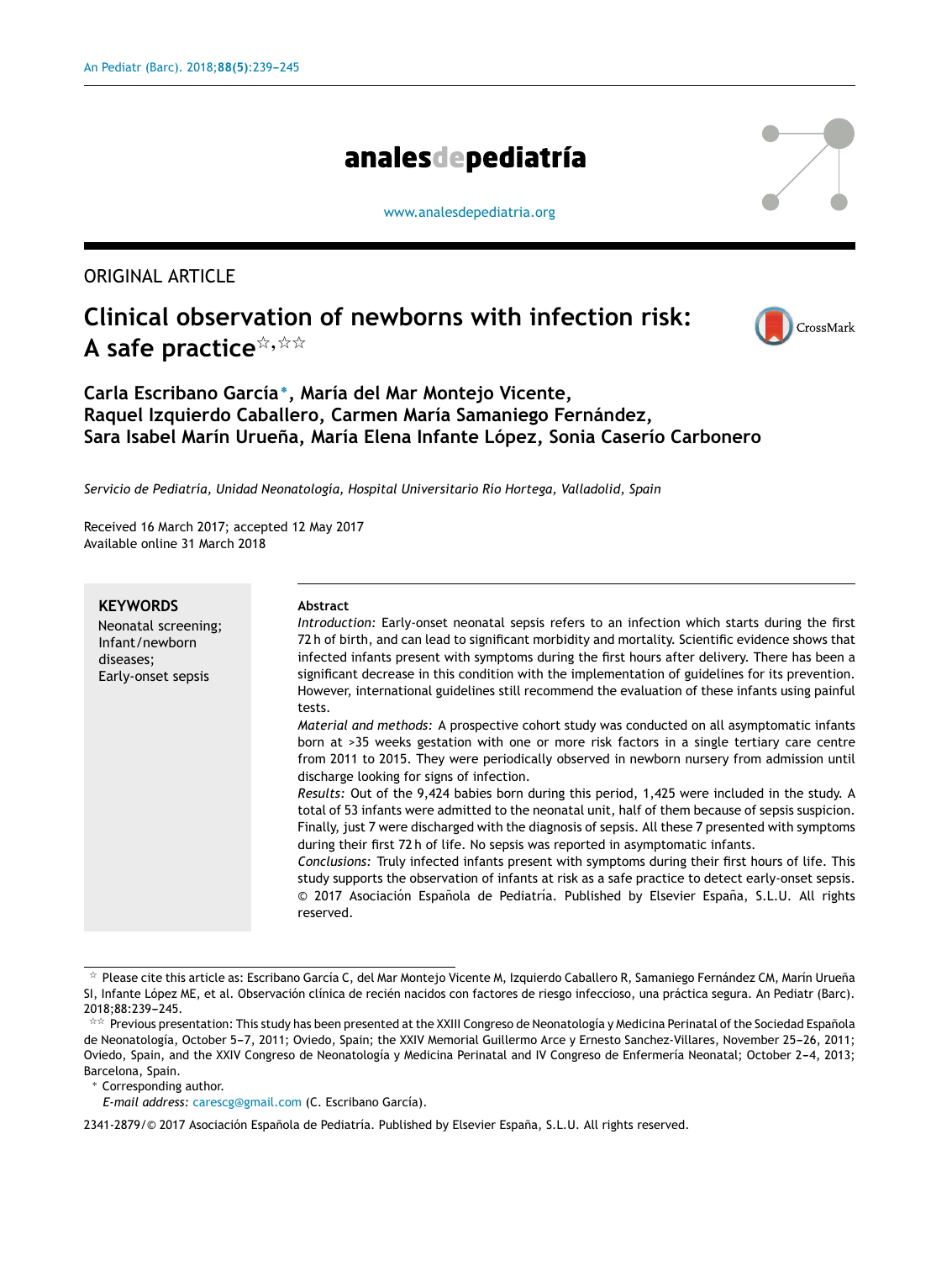ORIGINAL ARTICLE

# Clinical observation of newborns with infection risk: A safe practice☆,☆☆

**Carla Escribano García*, María del Mar Montejo Vicente, Raquel Izquierdo Caballero, Carmen María Samaniego Fernández, Sara Isabel Marín Urueña, María Elena Infante López, Sonia Caserío Carbonero**

*Servicio de Pediatría, Unidad Neonatología, Hospital Universitario Rio Hortega, Valladolid, Spain*

Received 16 March 2017; accepted 12 May 2017
Available online 31 March 2018

**KEYWORDS**
Neonatal screening;
Infant/newborn diseases;
Early-onset sepsis

**Abstract**

*Introduction:* Early-onset neonatal sepsis refers to an infection which starts during the first 72 h of birth, and can lead to significant morbidity and mortality. Scientific evidence shows that infected infants present with symptoms during the first hours after delivery. There has been a significant decrease in this condition with the implementation of guidelines for its prevention. However, international guidelines still recommend the evaluation of these infants using painful tests.

*Material and methods:* A prospective cohort study was conducted on all asymptomatic infants born at >35 weeks gestation with one or more risk factors in a single tertiary care centre from 2011 to 2015. They were periodically observed in newborn nursery from admission until discharge looking for signs of infection.

*Results:* Out of the 9,424 babies born during this period, 1,425 were included in the study. A total of 53 infants were admitted to the neonatal unit, half of them because of sepsis suspicion. Finally, just 7 were discharged with the diagnosis of sepsis. All these 7 presented with symptoms during their first 72 h of life. No sepsis was reported in asymptomatic infants.

*Conclusions:* Truly infected infants present with symptoms during their first hours of life. This study supports the observation of infants at risk as a safe practice to detect early-onset sepsis.
© 2017 Asociación Española de Pediatría. Published by Elsevier España, S.L.U. All rights reserved.

---

☆ Please cite this article as: Escribano García C, del Mar Montejo Vicente M, Izquierdo Caballero R, Samaniego Fernández CM, Marín Urueña SI, Infante López ME, et al. Observación clínica de recién nacidos con factores de riesgo infeccioso, una práctica segura. An Pediatr (Barc). 2018;88:239–245.

☆☆ Previous presentation: This study has been presented at the XXIII Congreso de Neonatología y Medicina Perinatal of the Sociedad Española de Neonatología, October 5–7, 2011; Oviedo, Spain; the XXIV Memorial Guillermo Arce y Ernesto Sanchez-Villares, November 25–26, 2011; Oviedo, Spain, and the XXIV Congreso de Neonatología y Medicina Perinatal and IV Congreso de Enfermería Neonatal; October 2–4, 2013; Barcelona, Spain.

\* Corresponding author.
*E-mail address:* carescg@gmail.com (C. Escribano García).

2341-2879/© 2017 Asociación Española de Pediatría. Published by Elsevier España, S.L.U. All rights reserved.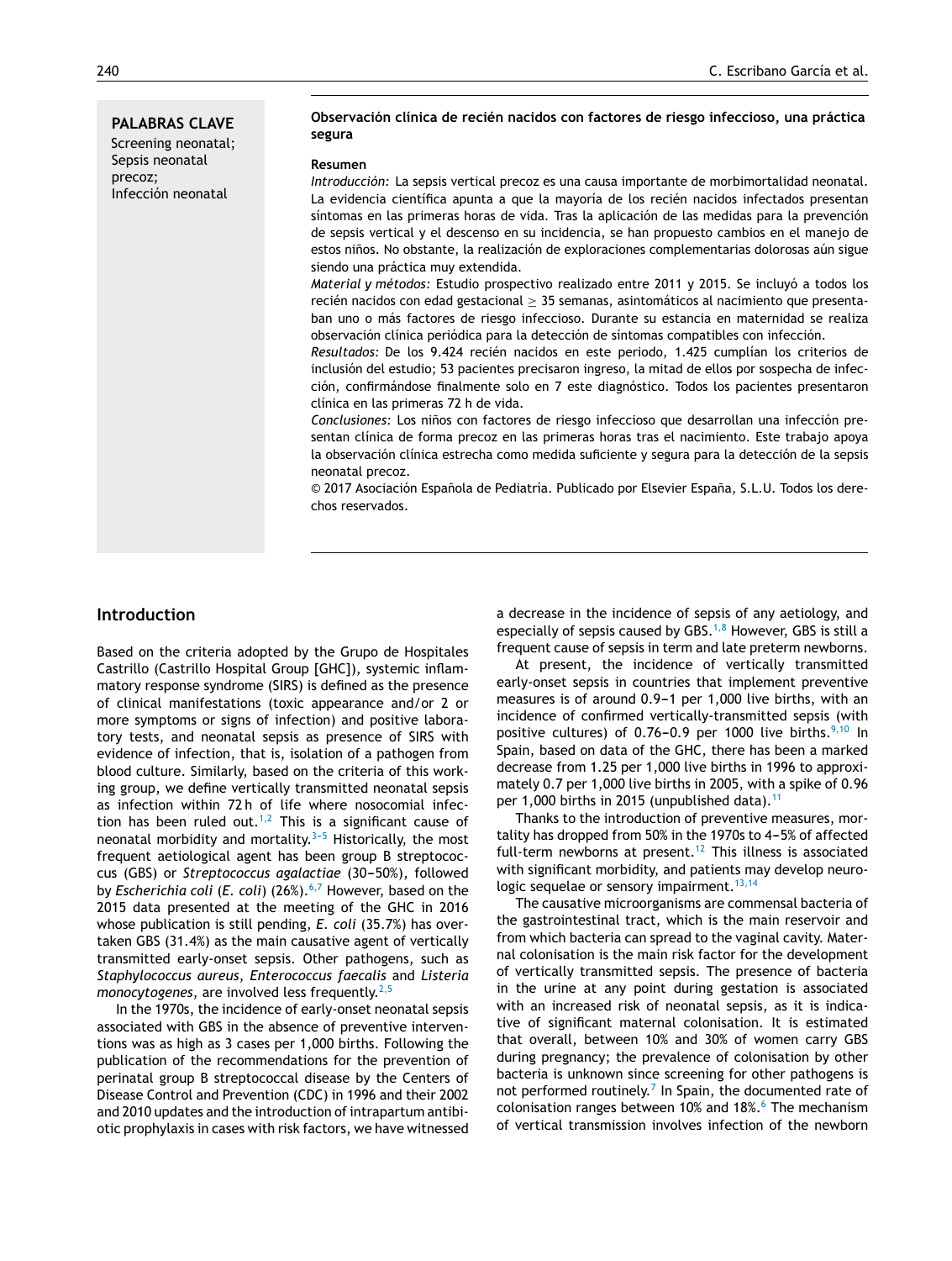**PALABRAS CLAVE**
Screening neonatal;
Sepsis neonatal precoz;
Infección neonatal

**Observación clínica de recién nacidos con factores de riesgo infeccioso, una práctica segura**

**Resumen**

*Introducción:* La sepsis vertical precoz es una causa importante de morbimortalidad neonatal. La evidencia científica apunta a que la mayoría de los recién nacidos infectados presentan síntomas en las primeras horas de vida. Tras la aplicación de las medidas para la prevención de sepsis vertical y el descenso en su incidencia, se han propuesto cambios en el manejo de estos niños. No obstante, la realización de exploraciones complementarias dolorosas aún sigue siendo una práctica muy extendida.

*Material y métodos:* Estudio prospectivo realizado entre 2011 y 2015. Se incluyó a todos los recién nacidos con edad gestacional $\geq$ 35 semanas, asintomáticos al nacimiento que presentaban uno o más factores de riesgo infeccioso. Durante su estancia en maternidad se realiza observación clínica periódica para la detección de síntomas compatibles con infección.

*Resultados:* De los 9.424 recién nacidos en este periodo, 1.425 cumplían los criterios de inclusión del estudio; 53 pacientes precisaron ingreso, la mitad de ellos por sospecha de infección, confirmándose finalmente solo en 7 este diagnóstico. Todos los pacientes presentaron clínica en las primeras 72 h de vida.

*Conclusiones:* Los niños con factores de riesgo infeccioso que desarrollan una infección presentan clínica de forma precoz en las primeras horas tras el nacimiento. Este trabajo apoya la observación clínica estrecha como medida suficiente y segura para la detección de la sepsis neonatal precoz.

© 2017 Asociación Española de Pediatría. Publicado por Elsevier España, S.L.U. Todos los derechos reservados.

## Introduction

Based on the criteria adopted by the Grupo de Hospitales Castrillo (Castrillo Hospital Group [GHC]), systemic inflammatory response syndrome (SIRS) is defined as the presence of clinical manifestations (toxic appearance and/or 2 or more symptoms or signs of infection) and positive laboratory tests, and neonatal sepsis as presence of SIRS with evidence of infection, that is, isolation of a pathogen from blood culture. Similarly, based on the criteria of this working group, we define vertically transmitted neonatal sepsis as infection within 72 h of life where nosocomial infection has been ruled out.[1,2] This is a significant cause of neonatal morbidity and mortality.[3–5] Historically, the most frequent aetiological agent has been group B streptococcus (GBS) or *Streptococcus agalactiae* (30–50%), followed by *Escherichia coli* (*E. coli*) (26%).[6,7] However, based on the 2015 data presented at the meeting of the GHC in 2016 whose publication is still pending, *E. coli* (35.7%) has overtaken GBS (31.4%) as the main causative agent of vertically transmitted early-onset sepsis. Other pathogens, such as *Staphylococcus aureus*, *Enterococcus faecalis* and *Listeria monocytogenes*, are involved less frequently.[2,5]

In the 1970s, the incidence of early-onset neonatal sepsis associated with GBS in the absence of preventive interventions was as high as 3 cases per 1,000 births. Following the publication of the recommendations for the prevention of perinatal group B streptococcal disease by the Centers of Disease Control and Prevention (CDC) in 1996 and their 2002 and 2010 updates and the introduction of intrapartum antibiotic prophylaxis in cases with risk factors, we have witnessed a decrease in the incidence of sepsis of any aetiology, and especially of sepsis caused by GBS.[1,8] However, GBS is still a frequent cause of sepsis in term and late preterm newborns.

At present, the incidence of vertically transmitted early-onset sepsis in countries that implement preventive measures is of around 0.9–1 per 1,000 live births, with an incidence of confirmed vertically-transmitted sepsis (with positive cultures) of 0.76–0.9 per 1000 live births.[9,10] In Spain, based on data of the GHC, there has been a marked decrease from 1.25 per 1,000 live births in 1996 to approximately 0.7 per 1,000 live births in 2005, with a spike of 0.96 per 1,000 births in 2015 (unpublished data).[11]

Thanks to the introduction of preventive measures, mortality has dropped from 50% in the 1970s to 4–5% of affected full-term newborns at present.[12] This illness is associated with significant morbidity, and patients may develop neurologic sequelae or sensory impairment.[13,14]

The causative microorganisms are commensal bacteria of the gastrointestinal tract, which is the main reservoir and from which bacteria can spread to the vaginal cavity. Maternal colonisation is the main risk factor for the development of vertically transmitted sepsis. The presence of bacteria in the urine at any point during gestation is associated with an increased risk of neonatal sepsis, as it is indicative of significant maternal colonisation. It is estimated that overall, between 10% and 30% of women carry GBS during pregnancy; the prevalence of colonisation by other bacteria is unknown since screening for other pathogens is not performed routinely.[7] In Spain, the documented rate of colonisation ranges between 10% and 18%.[6] The mechanism of vertical transmission involves infection of the newborn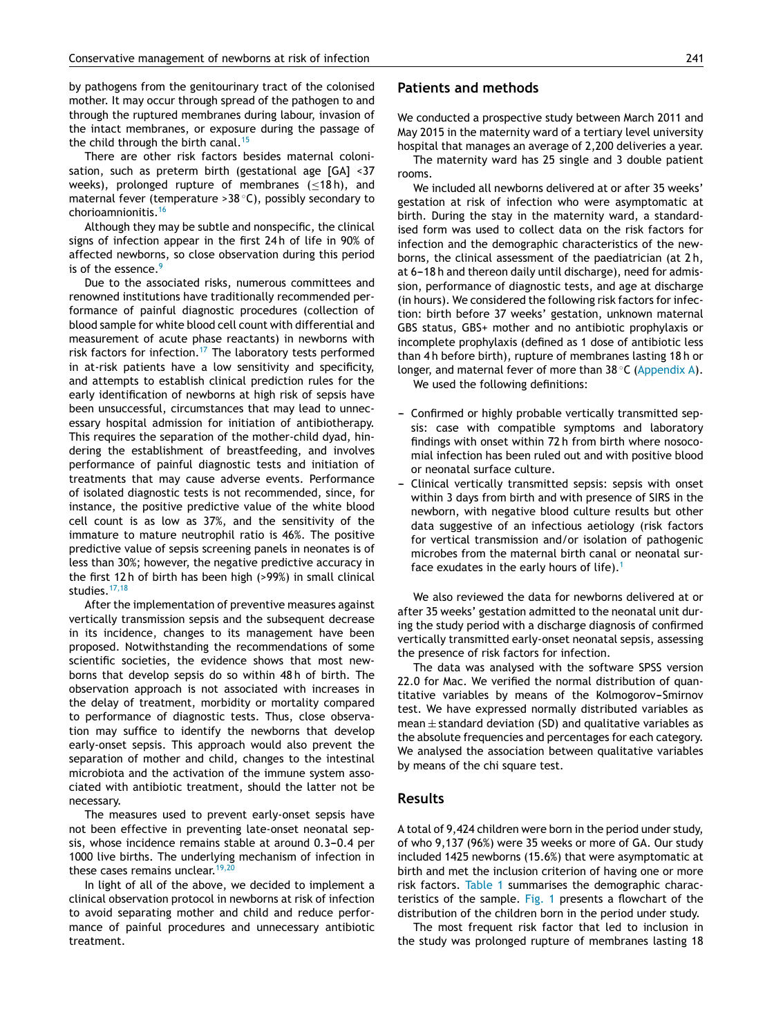by pathogens from the genitourinary tract of the colonised mother. It may occur through spread of the pathogen to and through the ruptured membranes during labour, invasion of the intact membranes, or exposure during the passage of the child through the birth canal.[15]

There are other risk factors besides maternal colonisation, such as preterm birth (gestational age [GA] <37 weeks), prolonged rupture of membranes (≤18 h), and maternal fever (temperature >38 °C), possibly secondary to chorioamnionitis.[16]

Although they may be subtle and nonspecific, the clinical signs of infection appear in the first 24 h of life in 90% of affected newborns, so close observation during this period is of the essence.[9]

Due to the associated risks, numerous committees and renowned institutions have traditionally recommended performance of painful diagnostic procedures (collection of blood sample for white blood cell count with differential and measurement of acute phase reactants) in newborns with risk factors for infection.[17] The laboratory tests performed in at-risk patients have a low sensitivity and specificity, and attempts to establish clinical prediction rules for the early identification of newborns at high risk of sepsis have been unsuccessful, circumstances that may lead to unnecessary hospital admission for initiation of antibiotherapy. This requires the separation of the mother-child dyad, hindering the establishment of breastfeeding, and involves performance of painful diagnostic tests and initiation of treatments that may cause adverse events. Performance of isolated diagnostic tests is not recommended, since, for instance, the positive predictive value of the white blood cell count is as low as 37%, and the sensitivity of the immature to mature neutrophil ratio is 46%. The positive predictive value of sepsis screening panels in neonates is of less than 30%; however, the negative predictive accuracy in the first 12 h of birth has been high (>99%) in small clinical studies.[17,18]

After the implementation of preventive measures against vertically transmission sepsis and the subsequent decrease in its incidence, changes to its management have been proposed. Notwithstanding the recommendations of some scientific societies, the evidence shows that most newborns that develop sepsis do so within 48 h of birth. The observation approach is not associated with increases in the delay of treatment, morbidity or mortality compared to performance of diagnostic tests. Thus, close observation may suffice to identify the newborns that develop early-onset sepsis. This approach would also prevent the separation of mother and child, changes to the intestinal microbiota and the activation of the immune system associated with antibiotic treatment, should the latter not be necessary.

The measures used to prevent early-onset sepsis have not been effective in preventing late-onset neonatal sepsis, whose incidence remains stable at around 0.3–0.4 per 1000 live births. The underlying mechanism of infection in these cases remains unclear.[19,20]

In light of all of the above, we decided to implement a clinical observation protocol in newborns at risk of infection to avoid separating mother and child and reduce performance of painful procedures and unnecessary antibiotic treatment.

## Patients and methods

We conducted a prospective study between March 2011 and May 2015 in the maternity ward of a tertiary level university hospital that manages an average of 2,200 deliveries a year.

The maternity ward has 25 single and 3 double patient rooms.

We included all newborns delivered at or after 35 weeks' gestation at risk of infection who were asymptomatic at birth. During the stay in the maternity ward, a standardised form was used to collect data on the risk factors for infection and the demographic characteristics of the newborns, the clinical assessment of the paediatrician (at 2 h, at 6–18 h and thereon daily until discharge), need for admission, performance of diagnostic tests, and age at discharge (in hours). We considered the following risk factors for infection: birth before 37 weeks' gestation, unknown maternal GBS status, GBS+ mother and no antibiotic prophylaxis or incomplete prophylaxis (defined as 1 dose of antibiotic less than 4 h before birth), rupture of membranes lasting 18 h or longer, and maternal fever of more than 38 °C (Appendix A).

We used the following definitions:

- Confirmed or highly probable vertically transmitted sepsis: case with compatible symptoms and laboratory findings with onset within 72 h from birth where nosocomial infection has been ruled out and with positive blood or neonatal surface culture.
- Clinical vertically transmitted sepsis: sepsis with onset within 3 days from birth and with presence of SIRS in the newborn, with negative blood culture results but other data suggestive of an infectious aetiology (risk factors for vertical transmission and/or isolation of pathogenic microbes from the maternal birth canal or neonatal surface exudates in the early hours of life).[1]

We also reviewed the data for newborns delivered at or after 35 weeks' gestation admitted to the neonatal unit during the study period with a discharge diagnosis of confirmed vertically transmitted early-onset neonatal sepsis, assessing the presence of risk factors for infection.

The data was analysed with the software SPSS version 22.0 for Mac. We verified the normal distribution of quantitative variables by means of the Kolmogorov–Smirnov test. We have expressed normally distributed variables as mean ± standard deviation (SD) and qualitative variables as the absolute frequencies and percentages for each category. We analysed the association between qualitative variables by means of the chi square test.

## Results

A total of 9,424 children were born in the period under study, of who 9,137 (96%) were 35 weeks or more of GA. Our study included 1425 newborns (15.6%) that were asymptomatic at birth and met the inclusion criterion of having one or more risk factors. Table 1 summarises the demographic characteristics of the sample. Fig. 1 presents a flowchart of the distribution of the children born in the period under study.

The most frequent risk factor that led to inclusion in the study was prolonged rupture of membranes lasting 18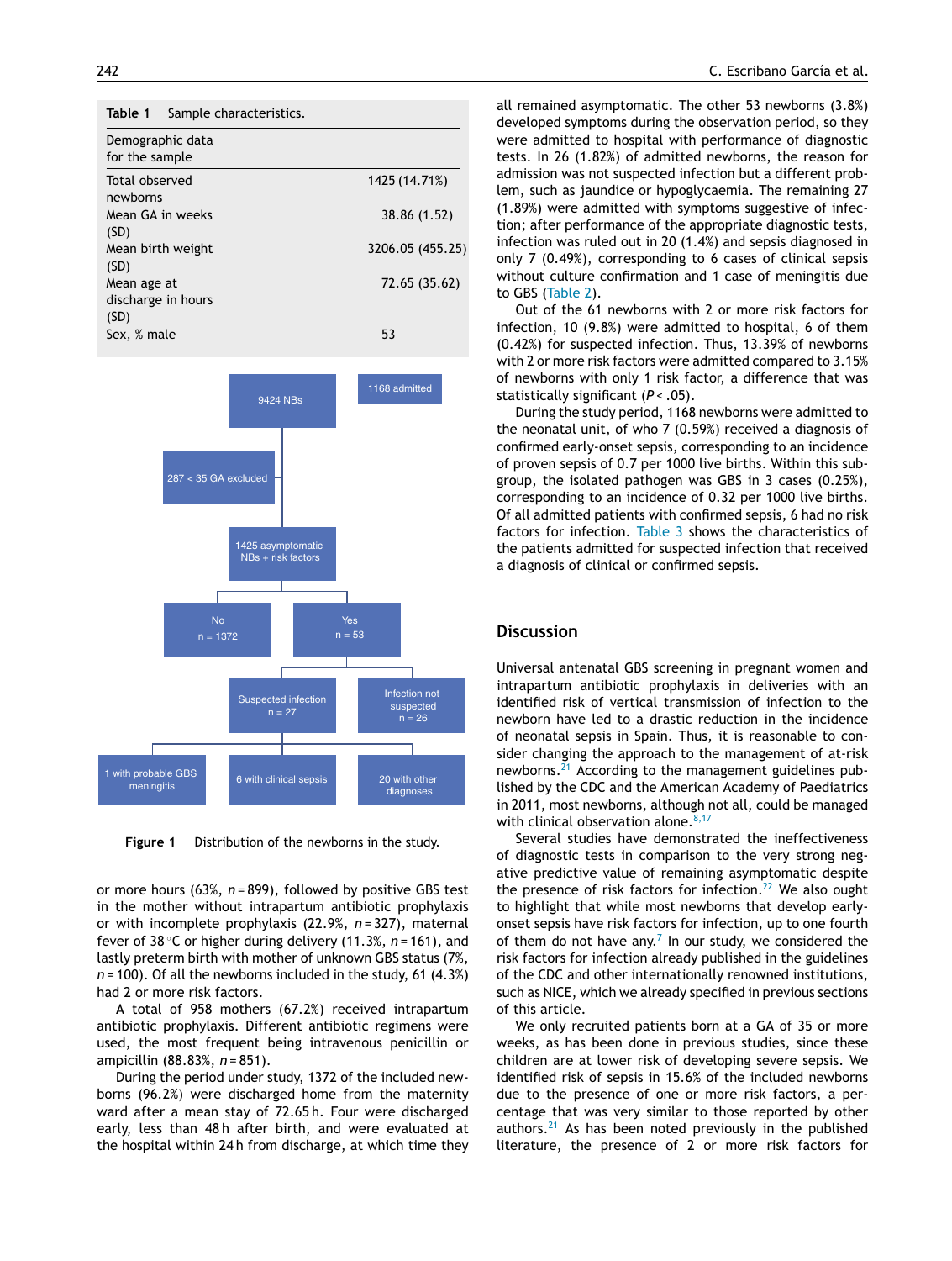**Table 1** Sample characteristics.

| Demographic data for the sample | |
|---|---|
| Total observed newborns | 1425 (14.71%) |
| Mean GA in weeks (SD) | 38.86 (1.52) |
| Mean birth weight (SD) | 3206.05 (455.25) |
| Mean age at discharge in hours (SD) | 72.65 (35.62) |
| Sex, % male | 53 |

**Figure 1** Distribution of the newborns in the study.

or more hours (63%, $n = 899$), followed by positive GBS test in the mother without intrapartum antibiotic prophylaxis or with incomplete prophylaxis (22.9%, $n = 327$), maternal fever of 38 °C or higher during delivery (11.3%, $n = 161$), and lastly preterm birth with mother of unknown GBS status (7%, $n = 100$). Of all the newborns included in the study, 61 (4.3%) had 2 or more risk factors.

A total of 958 mothers (67.2%) received intrapartum antibiotic prophylaxis. Different antibiotic regimens were used, the most frequent being intravenous penicillin or ampicillin (88.83%, $n = 851$).

During the period under study, 1372 of the included newborns (96.2%) were discharged home from the maternity ward after a mean stay of 72.65 h. Four were discharged early, less than 48 h after birth, and were evaluated at the hospital within 24 h from discharge, at which time they all remained asymptomatic. The other 53 newborns (3.8%) developed symptoms during the observation period, so they were admitted to hospital with performance of diagnostic tests. In 26 (1.82%) of admitted newborns, the reason for admission was not suspected infection but a different problem, such as jaundice or hypoglycaemia. The remaining 27 (1.89%) were admitted with symptoms suggestive of infection; after performance of the appropriate diagnostic tests, infection was ruled out in 20 (1.4%) and sepsis diagnosed in only 7 (0.49%), corresponding to 6 cases of clinical sepsis without culture confirmation and 1 case of meningitis due to GBS (Table 2).

Out of the 61 newborns with 2 or more risk factors for infection, 10 (9.8%) were admitted to hospital, 6 of them (0.42%) for suspected infection. Thus, 13.39% of newborns with 2 or more risk factors were admitted compared to 3.15% of newborns with only 1 risk factor, a difference that was statistically significant ($P < .05$).

During the study period, 1168 newborns were admitted to the neonatal unit, of who 7 (0.59%) received a diagnosis of confirmed early-onset sepsis, corresponding to an incidence of proven sepsis of 0.7 per 1000 live births. Within this subgroup, the isolated pathogen was GBS in 3 cases (0.25%), corresponding to an incidence of 0.32 per 1000 live births. Of all admitted patients with confirmed sepsis, 6 had no risk factors for infection. Table 3 shows the characteristics of the patients admitted for suspected infection that received a diagnosis of clinical or confirmed sepsis.

## Discussion

Universal antenatal GBS screening in pregnant women and intrapartum antibiotic prophylaxis in deliveries with an identified risk of vertical transmission of infection to the newborn have led to a drastic reduction in the incidence of neonatal sepsis in Spain. Thus, it is reasonable to consider changing the approach to the management of at-risk newborns.[21] According to the management guidelines published by the CDC and the American Academy of Paediatrics in 2011, most newborns, although not all, could be managed with clinical observation alone.[8,17]

Several studies have demonstrated the ineffectiveness of diagnostic tests in comparison to the very strong negative predictive value of remaining asymptomatic despite the presence of risk factors for infection.[22] We also ought to highlight that while most newborns that develop early-onset sepsis have risk factors for infection, up to one fourth of them do not have any.[7] In our study, we considered the risk factors for infection already published in the guidelines of the CDC and other internationally renowned institutions, such as NICE, which we already specified in previous sections of this article.

We only recruited patients born at a GA of 35 or more weeks, as has been done in previous studies, since these children are at lower risk of developing severe sepsis. We identified risk of sepsis in 15.6% of the included newborns due to the presence of one or more risk factors, a percentage that was very similar to those reported by other authors.[21] As has been noted previously in the published literature, the presence of 2 or more risk factors for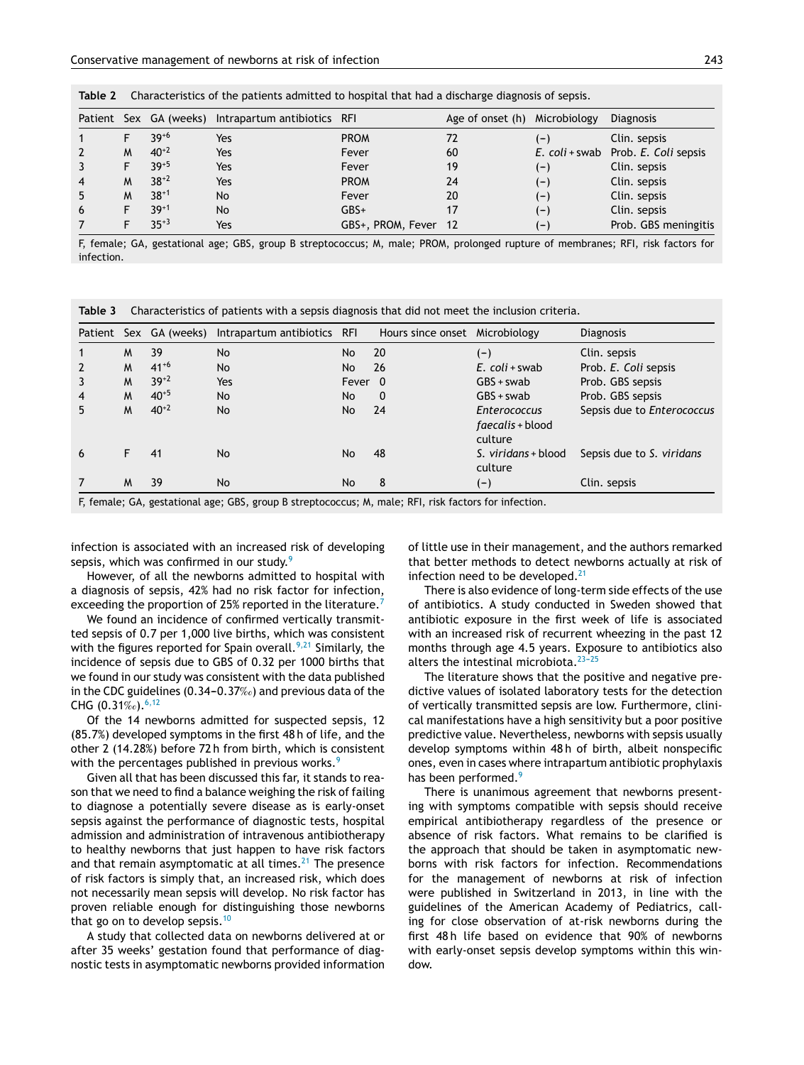**Table 2** Characteristics of the patients admitted to hospital that had a discharge diagnosis of sepsis.

| Patient | Sex | GA (weeks) | Intrapartum antibiotics | RFI | Age of onset (h) | Microbiology | Diagnosis |
|---|---|---|---|---|---|---|---|
| 1 | F | $39^{+6}$ | Yes | PROM | 72 | (−) | Clin. sepsis |
| 2 | M | $40^{+2}$ | Yes | Fever | 60 | *E. coli* + swab | Prob. *E. Coli* sepsis |
| 3 | F | $39^{+5}$ | Yes | Fever | 19 | (−) | Clin. sepsis |
| 4 | M | $38^{+2}$ | Yes | PROM | 24 | (−) | Clin. sepsis |
| 5 | M | $38^{+1}$ | No | Fever | 20 | (−) | Clin. sepsis |
| 6 | F | $39^{+1}$ | No | GBS+ | 17 | (−) | Clin. sepsis |
| 7 | F | $35^{+3}$ | Yes | GBS+, PROM, Fever | 12 | (−) | Prob. GBS meningitis |

F, female; GA, gestational age; GBS, group B streptococcus; M, male; PROM, prolonged rupture of membranes; RFI, risk factors for infection.

**Table 3** Characteristics of patients with a sepsis diagnosis that did not meet the inclusion criteria.

| Patient | Sex | GA (weeks) | Intrapartum antibiotics | RFI | Hours since onset | Microbiology | Diagnosis |
|---|---|---|---|---|---|---|---|
| 1 | M | 39 | No | No | 20 | (−) | Clin. sepsis |
| 2 | M | $41^{+6}$ | No | No | 26 | *E. coli* + swab | Prob. *E. Coli* sepsis |
| 3 | M | $39^{+2}$ | Yes | Fever | 0 | GBS + swab | Prob. GBS sepsis |
| 4 | M | $40^{+5}$ | No | No | 0 | GBS + swab | Prob. GBS sepsis |
| 5 | M | $40^{+2}$ | No | No | 24 | *Enterococcus faecalis* + blood culture | Sepsis due to *Enterococcus* |
| 6 | F | 41 | No | No | 48 | *S. viridans* + blood culture | Sepsis due to *S. viridans* |
| 7 | M | 39 | No | No | 8 | (−) | Clin. sepsis |

F, female; GA, gestational age; GBS, group B streptococcus; M, male; RFI, risk factors for infection.

infection is associated with an increased risk of developing sepsis, which was confirmed in our study.[9]

However, of all the newborns admitted to hospital with a diagnosis of sepsis, 42% had no risk factor for infection, exceeding the proportion of 25% reported in the literature.[7]

We found an incidence of confirmed vertically transmitted sepsis of 0.7 per 1,000 live births, which was consistent with the figures reported for Spain overall.[9,21] Similarly, the incidence of sepsis due to GBS of 0.32 per 1000 births that we found in our study was consistent with the data published in the CDC guidelines (0.34–0.37‰) and previous data of the CHG (0.31‰).[6,12]

Of the 14 newborns admitted for suspected sepsis, 12 (85.7%) developed symptoms in the first 48 h of life, and the other 2 (14.28%) before 72 h from birth, which is consistent with the percentages published in previous works.[9]

Given all that has been discussed this far, it stands to reason that we need to find a balance weighing the risk of failing to diagnose a potentially severe disease as is early-onset sepsis against the performance of diagnostic tests, hospital admission and administration of intravenous antibiotherapy to healthy newborns that just happen to have risk factors and that remain asymptomatic at all times.[21] The presence of risk factors is simply that, an increased risk, which does not necessarily mean sepsis will develop. No risk factor has proven reliable enough for distinguishing those newborns that go on to develop sepsis.[10]

A study that collected data on newborns delivered at or after 35 weeks' gestation found that performance of diagnostic tests in asymptomatic newborns provided information of little use in their management, and the authors remarked that better methods to detect newborns actually at risk of infection need to be developed.[21]

There is also evidence of long-term side effects of the use of antibiotics. A study conducted in Sweden showed that antibiotic exposure in the first week of life is associated with an increased risk of recurrent wheezing in the past 12 months through age 4.5 years. Exposure to antibiotics also alters the intestinal microbiota.[23–25]

The literature shows that the positive and negative predictive values of isolated laboratory tests for the detection of vertically transmitted sepsis are low. Furthermore, clinical manifestations have a high sensitivity but a poor positive predictive value. Nevertheless, newborns with sepsis usually develop symptoms within 48 h of birth, albeit nonspecific ones, even in cases where intrapartum antibiotic prophylaxis has been performed.[9]

There is unanimous agreement that newborns presenting with symptoms compatible with sepsis should receive empirical antibiotherapy regardless of the presence or absence of risk factors. What remains to be clarified is the approach that should be taken in asymptomatic newborns with risk factors for infection. Recommendations for the management of newborns at risk of infection were published in Switzerland in 2013, in line with the guidelines of the American Academy of Pediatrics, calling for close observation of at-risk newborns during the first 48 h life based on evidence that 90% of newborns with early-onset sepsis develop symptoms within this window.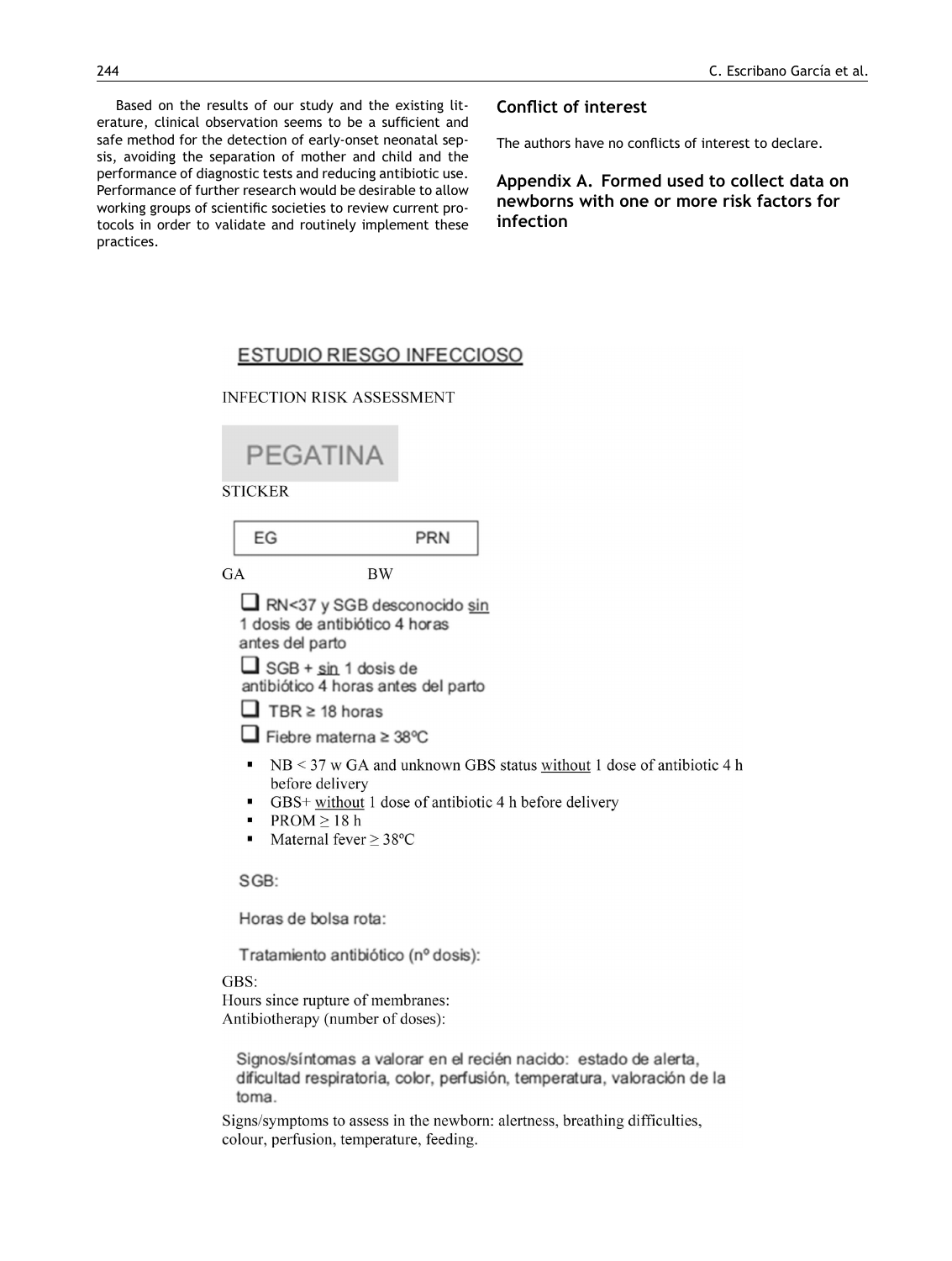Based on the results of our study and the existing literature, clinical observation seems to be a sufficient and safe method for the detection of early-onset neonatal sepsis, avoiding the separation of mother and child and the performance of diagnostic tests and reducing antibiotic use. Performance of further research would be desirable to allow working groups of scientific societies to review current protocols in order to validate and routinely implement these practices.

## Conflict of interest

The authors have no conflicts of interest to declare.

## Appendix A. Formed used to collect data on newborns with one or more risk factors for infection

ESTUDIO RIESGO INFECCIOSO

INFECTION RISK ASSESSMENT

PEGATINA

STICKER

EG PRN

GA BW

- ☐ RN<37 y SGB desconocido sin 1 dosis de antibiótico 4 horas antes del parto
- ☐ SGB + sin 1 dosis de antibiótico 4 horas antes del parto
- ☐ TBR ≥ 18 horas
- ☐ Fiebre materna ≥ 38ºC

- NB < 37 w GA and unknown GBS status without 1 dose of antibiotic 4 h before delivery
- GBS+ without 1 dose of antibiotic 4 h before delivery
- PROM ≥ 18 h
- Maternal fever ≥ 38ºC

SGB:

Horas de bolsa rota:

Tratamiento antibiótico (nº dosis):

GBS:
Hours since rupture of membranes:
Antibiotherapy (number of doses):

Signos/síntomas a valorar en el recién nacido: estado de alerta, dificultad respiratoria, color, perfusión, temperatura, valoración de la toma.

Signs/symptoms to assess in the newborn: alertness, breathing difficulties, colour, perfusion, temperature, feeding.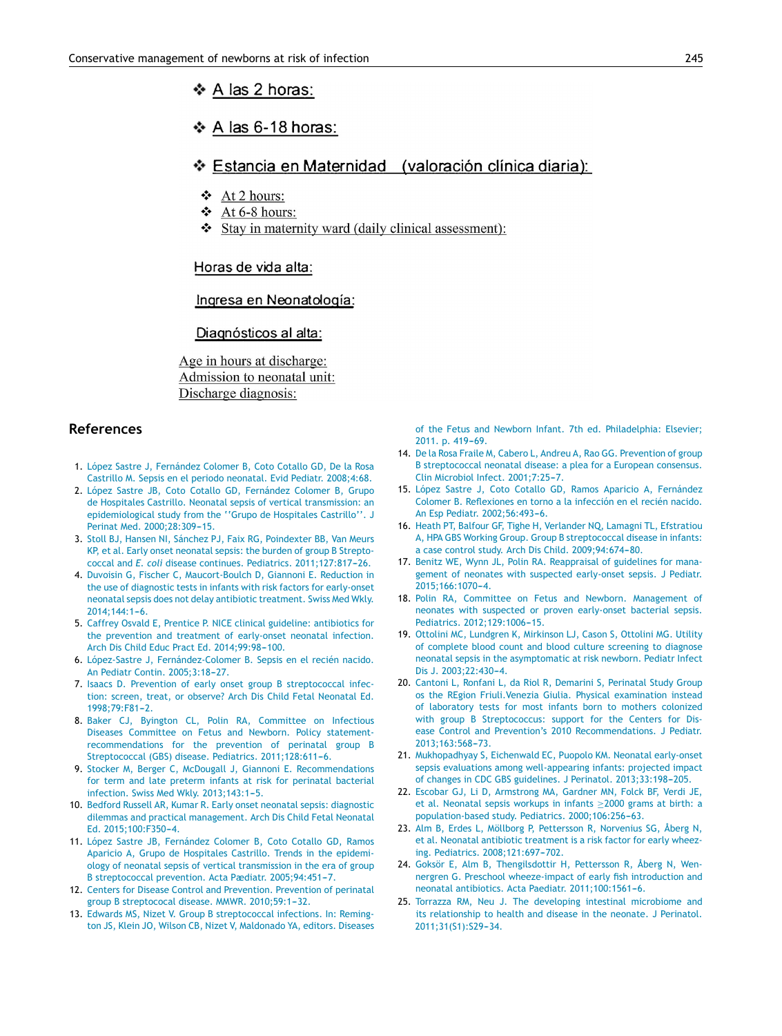- A las 2 horas:
- A las 6-18 horas:
- Estancia en Maternidad (valoración clínica diaria):
- At 2 hours:
- At 6-8 hours:
- Stay in maternity ward (daily clinical assessment):

Horas de vida alta:

Ingresa en Neonatología:

Diagnósticos al alta:

Age in hours at discharge:
Admission to neonatal unit:
Discharge diagnosis:

## References

1. López Sastre J, Fernández Colomer B, Coto Cotallo GD, De la Rosa Castrillo M. Sepsis en el periodo neonatal. Evid Pediatr. 2008;4:68.
2. López Sastre JB, Coto Cotallo GD, Fernández Colomer B, Grupo de Hospitales Castrillo. Neonatal sepsis of vertical transmission: an epidemiological study from the ''Grupo de Hospitales Castrillo''. J Perinat Med. 2000;28:309-15.
3. Stoll BJ, Hansen NI, Sánchez PJ, Faix RG, Poindexter BB, Van Meurs KP, et al. Early onset neonatal sepsis: the burden of group B Streptococcal and *E. coli* disease continues. Pediatrics. 2011;127:817-26.
4. Duvoisin G, Fischer C, Maucort-Boulch D, Giannoni E. Reduction in the use of diagnostic tests in infants with risk factors for early-onset neonatal sepsis does not delay antibiotic treatment. Swiss Med Wkly. 2014;144:1-6.
5. Caffrey Osvald E, Prentice P. NICE clinical guideline: antibiotics for the prevention and treatment of early-onset neonatal infection. Arch Dis Child Educ Pract Ed. 2014;99:98-100.
6. López-Sastre J, Fernández-Colomer B. Sepsis en el recién nacido. An Pediatr Contin. 2005;3:18-27.
7. Isaacs D. Prevention of early onset group B streptococcal infection: screen, treat, or observe? Arch Dis Child Fetal Neonatal Ed. 1998;79:F81-2.
8. Baker CJ, Byington CL, Polin RA, Committee on Infectious Diseases Committee on Fetus and Newborn. Policy statement-recommendations for the prevention of perinatal group B Streptococcal (GBS) disease. Pediatrics. 2011;128:611-6.
9. Stocker M, Berger C, McDougall J, Giannoni E. Recommendations for term and late preterm infants at risk for perinatal bacterial infection. Swiss Med Wkly. 2013;143:1-5.
10. Bedford Russell AR, Kumar R. Early onset neonatal sepsis: diagnostic dilemmas and practical management. Arch Dis Child Fetal Neonatal Ed. 2015;100:F350-4.
11. López Sastre JB, Fernández Colomer B, Coto Cotallo GD, Ramos Aparicio A, Grupo de Hospitales Castrillo. Trends in the epidemiology of neonatal sepsis of vertical transmission in the era of group B streptococcal prevention. Acta Pædiatr. 2005;94:451-7.
12. Centers for Disease Control and Prevention. Prevention of perinatal group B streptococcal disease. MMWR. 2010;59:1-32.
13. Edwards MS, Nizet V. Group B streptococcal infections. In: Remington JS, Klein JO, Wilson CB, Nizet V, Maldonado YA, editors. Diseases of the Fetus and Newborn Infant. 7th ed. Philadelphia: Elsevier; 2011. p. 419-69.
14. De la Rosa Fraile M, Cabero L, Andreu A, Rao GG. Prevention of group B streptococcal neonatal disease: a plea for a European consensus. Clin Microbiol Infect. 2001;7:25-7.
15. López Sastre J, Coto Cotallo GD, Ramos Aparicio A, Fernández Colomer B. Reflexiones en torno a la infección en el recién nacido. An Esp Pediatr. 2002;56:493-6.
16. Heath PT, Balfour GF, Tighe H, Verlander NQ, Lamagni TL, Efstratiou A, HPA GBS Working Group. Group B streptococcal disease in infants: a case control study. Arch Dis Child. 2009;94:674-80.
17. Benitz WE, Wynn JL, Polin RA. Reappraisal of guidelines for management of neonates with suspected early-onset sepsis. J Pediatr. 2015;166:1070-4.
18. Polin RA, Committee on Fetus and Newborn. Management of neonates with suspected or proven early-onset bacterial sepsis. Pediatrics. 2012;129:1006-15.
19. Ottolini MC, Lundgren K, Mirkinson LJ, Cason S, Ottolini MG. Utility of complete blood count and blood culture screening to diagnose neonatal sepsis in the asymptomatic at risk newborn. Pediatr Infect Dis J. 2003;22:430-4.
20. Cantoni L, Ronfani L, da Riol R, Demarini S, Perinatal Study Group os the REgion Friuli.Venezia Giulia. Physical examination instead of laboratory tests for most infants born to mothers colonized with group B Streptococcus: support for the Centers for Disease Control and Prevention's 2010 Recommendations. J Pediatr. 2013;163:568-73.
21. Mukhopadhyay S, Eichenwald EC, Puopolo KM. Neonatal early-onset sepsis evaluations among well-appearing infants: projected impact of changes in CDC GBS guidelines. J Perinatol. 2013;33:198-205.
22. Escobar GJ, Li D, Armstrong MA, Gardner MN, Folck BF, Verdi JE, et al. Neonatal sepsis workups in infants $\geq$2000 grams at birth: a population-based study. Pediatrics. 2000;106:256-63.
23. Alm B, Erdes L, Möllborg P, Pettersson R, Norvenius SG, Åberg N, et al. Neonatal antibiotic treatment is a risk factor for early wheezing. Pediatrics. 2008;121:697-702.
24. Goksör E, Alm B, Thengilsdottir H, Pettersson R, Åberg N, Wennergren G. Preschool wheeze-impact of early fish introduction and neonatal antibiotics. Acta Paediatr. 2011;100:1561-6.
25. Torrazza RM, Neu J. The developing intestinal microbiome and its relationship to health and disease in the neonate. J Perinatol. 2011;31(S1):S29-34.